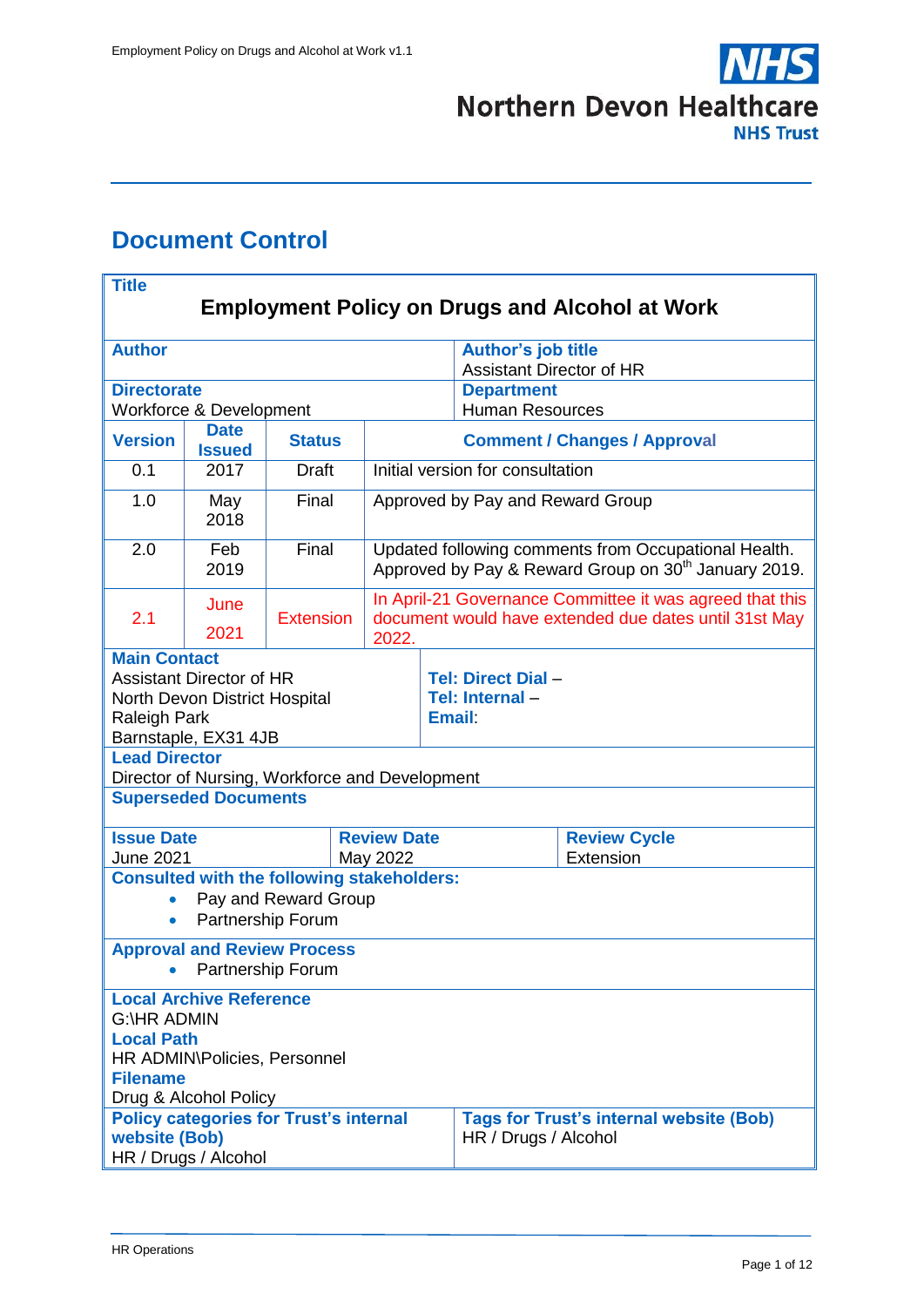Northern Devon Healthcare NHS Trust

# Document Control

| **Title** | | | |
|---|---|---|---|
| **Employment Policy on Drugs and Alcohol at Work** | | | |
| **Author** | | **Author's job title**<br>Assistant Director of HR | |
| **Directorate**<br>Workforce & Development | | **Department**<br>Human Resources | |

| **Version** | **Date Issued** | **Status** | **Comment / Changes / Approval** |
|---|---|---|---|
| 0.1 | 2017 | Draft | Initial version for consultation |
| 1.0 | May 2018 | Final | Approved by Pay and Reward Group |
| 2.0 | Feb 2019 | Final | Updated following comments from Occupational Health. Approved by Pay & Reward Group on 30th January 2019. |
| 2.1 | June 2021 | Extension | In April-21 Governance Committee it was agreed that this document would have extended due dates until 31st May 2022. |

| **Main Contact** | |
|---|---|
| Assistant Director of HR<br>North Devon District Hospital<br>Raleigh Park<br>Barnstaple, EX31 4JB | **Tel: Direct Dial** –<br>**Tel: Internal** –<br>**Email**: |

**Lead Director**
Director of Nursing, Workforce and Development

**Superseded Documents**

| **Issue Date** | **Review Date** | **Review Cycle** |
|---|---|---|
| June 2021 | May 2022 | Extension |

**Consulted with the following stakeholders:**

- Pay and Reward Group
- Partnership Forum

**Approval and Review Process**

- Partnership Forum

**Local Archive Reference**
G:\HR ADMIN

**Local Path**
HR ADMIN\Policies, Personnel

**Filename**
Drug & Alcohol Policy

| **Policy categories for Trust's internal website (Bob)** | **Tags for Trust's internal website (Bob)** |
|---|---|
| HR / Drugs / Alcohol | HR / Drugs / Alcohol |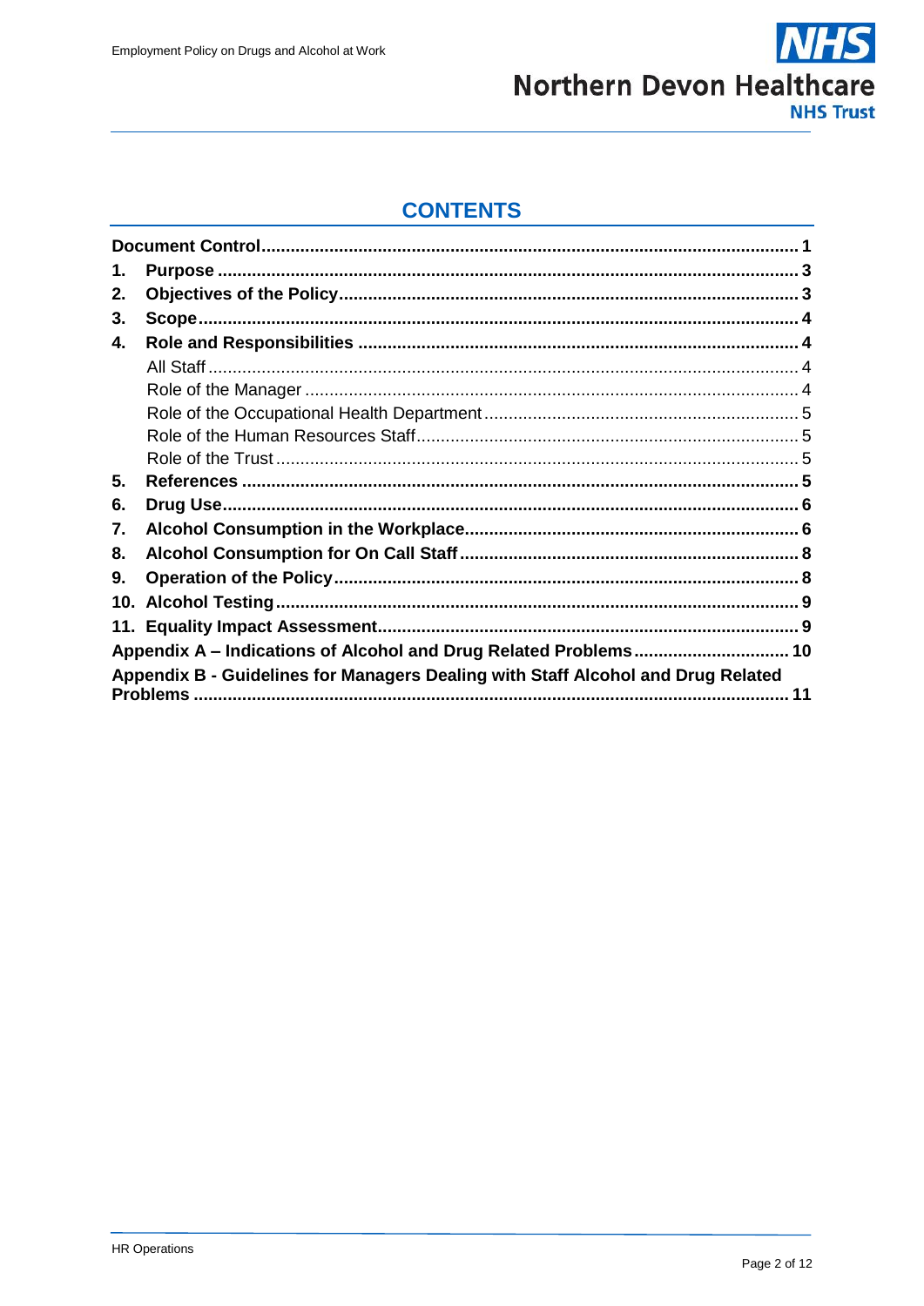## CONTENTS

| | |
|---|---|
| **Document Control** | **1** |
| **1. Purpose** | **3** |
| **2. Objectives of the Policy** | **3** |
| **3. Scope** | **4** |
| **4. Role and Responsibilities** | **4** |
| All Staff | 4 |
| Role of the Manager | 4 |
| Role of the Occupational Health Department | 5 |
| Role of the Human Resources Staff | 5 |
| Role of the Trust | 5 |
| **5. References** | **5** |
| **6. Drug Use** | **6** |
| **7. Alcohol Consumption in the Workplace** | **6** |
| **8. Alcohol Consumption for On Call Staff** | **8** |
| **9. Operation of the Policy** | **8** |
| **10. Alcohol Testing** | **9** |
| **11. Equality Impact Assessment** | **9** |
| **Appendix A – Indications of Alcohol and Drug Related Problems** | **10** |
| **Appendix B - Guidelines for Managers Dealing with Staff Alcohol and Drug Related Problems** | **11** |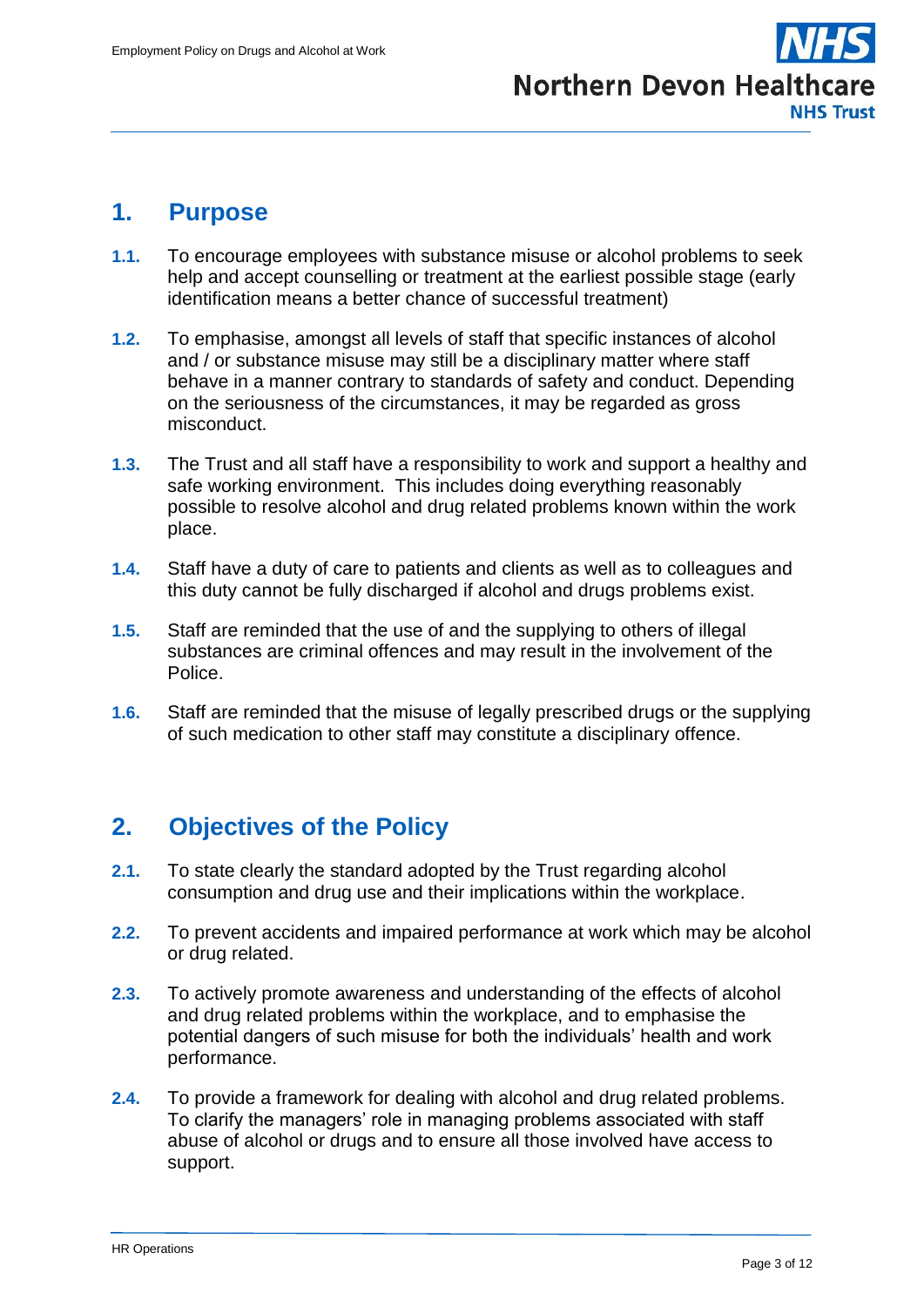## 1. Purpose

**1.1.** To encourage employees with substance misuse or alcohol problems to seek help and accept counselling or treatment at the earliest possible stage (early identification means a better chance of successful treatment)

**1.2.** To emphasise, amongst all levels of staff that specific instances of alcohol and / or substance misuse may still be a disciplinary matter where staff behave in a manner contrary to standards of safety and conduct. Depending on the seriousness of the circumstances, it may be regarded as gross misconduct.

**1.3.** The Trust and all staff have a responsibility to work and support a healthy and safe working environment. This includes doing everything reasonably possible to resolve alcohol and drug related problems known within the work place.

**1.4.** Staff have a duty of care to patients and clients as well as to colleagues and this duty cannot be fully discharged if alcohol and drugs problems exist.

**1.5.** Staff are reminded that the use of and the supplying to others of illegal substances are criminal offences and may result in the involvement of the Police.

**1.6.** Staff are reminded that the misuse of legally prescribed drugs or the supplying of such medication to other staff may constitute a disciplinary offence.

## 2. Objectives of the Policy

**2.1.** To state clearly the standard adopted by the Trust regarding alcohol consumption and drug use and their implications within the workplace.

**2.2.** To prevent accidents and impaired performance at work which may be alcohol or drug related.

**2.3.** To actively promote awareness and understanding of the effects of alcohol and drug related problems within the workplace, and to emphasise the potential dangers of such misuse for both the individuals' health and work performance.

**2.4.** To provide a framework for dealing with alcohol and drug related problems. To clarify the managers' role in managing problems associated with staff abuse of alcohol or drugs and to ensure all those involved have access to support.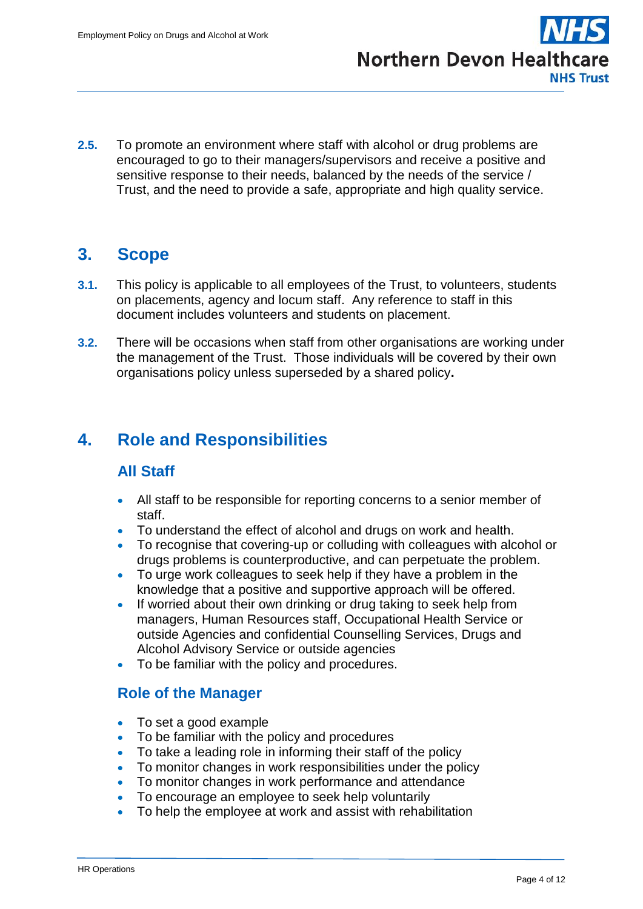**2.5.** To promote an environment where staff with alcohol or drug problems are encouraged to go to their managers/supervisors and receive a positive and sensitive response to their needs, balanced by the needs of the service / Trust, and the need to provide a safe, appropriate and high quality service.

## 3. Scope

**3.1.** This policy is applicable to all employees of the Trust, to volunteers, students on placements, agency and locum staff. Any reference to staff in this document includes volunteers and students on placement.

**3.2.** There will be occasions when staff from other organisations are working under the management of the Trust. Those individuals will be covered by their own organisations policy unless superseded by a shared policy**.**

## 4. Role and Responsibilities

### All Staff

- All staff to be responsible for reporting concerns to a senior member of staff.
- To understand the effect of alcohol and drugs on work and health.
- To recognise that covering-up or colluding with colleagues with alcohol or drugs problems is counterproductive, and can perpetuate the problem.
- To urge work colleagues to seek help if they have a problem in the knowledge that a positive and supportive approach will be offered.
- If worried about their own drinking or drug taking to seek help from managers, Human Resources staff, Occupational Health Service or outside Agencies and confidential Counselling Services, Drugs and Alcohol Advisory Service or outside agencies
- To be familiar with the policy and procedures.

### Role of the Manager

- To set a good example
- To be familiar with the policy and procedures
- To take a leading role in informing their staff of the policy
- To monitor changes in work responsibilities under the policy
- To monitor changes in work performance and attendance
- To encourage an employee to seek help voluntarily
- To help the employee at work and assist with rehabilitation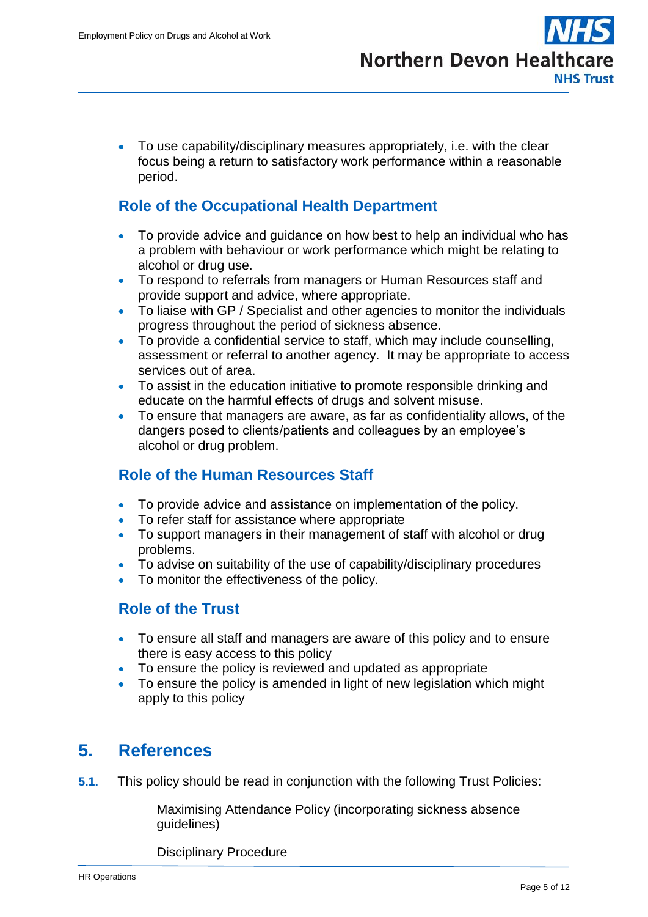- To use capability/disciplinary measures appropriately, i.e. with the clear focus being a return to satisfactory work performance within a reasonable period.

### Role of the Occupational Health Department

- To provide advice and guidance on how best to help an individual who has a problem with behaviour or work performance which might be relating to alcohol or drug use.
- To respond to referrals from managers or Human Resources staff and provide support and advice, where appropriate.
- To liaise with GP / Specialist and other agencies to monitor the individuals progress throughout the period of sickness absence.
- To provide a confidential service to staff, which may include counselling, assessment or referral to another agency. It may be appropriate to access services out of area.
- To assist in the education initiative to promote responsible drinking and educate on the harmful effects of drugs and solvent misuse.
- To ensure that managers are aware, as far as confidentiality allows, of the dangers posed to clients/patients and colleagues by an employee's alcohol or drug problem.

### Role of the Human Resources Staff

- To provide advice and assistance on implementation of the policy.
- To refer staff for assistance where appropriate
- To support managers in their management of staff with alcohol or drug problems.
- To advise on suitability of the use of capability/disciplinary procedures
- To monitor the effectiveness of the policy.

### Role of the Trust

- To ensure all staff and managers are aware of this policy and to ensure there is easy access to this policy
- To ensure the policy is reviewed and updated as appropriate
- To ensure the policy is amended in light of new legislation which might apply to this policy

## 5. References

**5.1.** This policy should be read in conjunction with the following Trust Policies:

Maximising Attendance Policy (incorporating sickness absence guidelines)

Disciplinary Procedure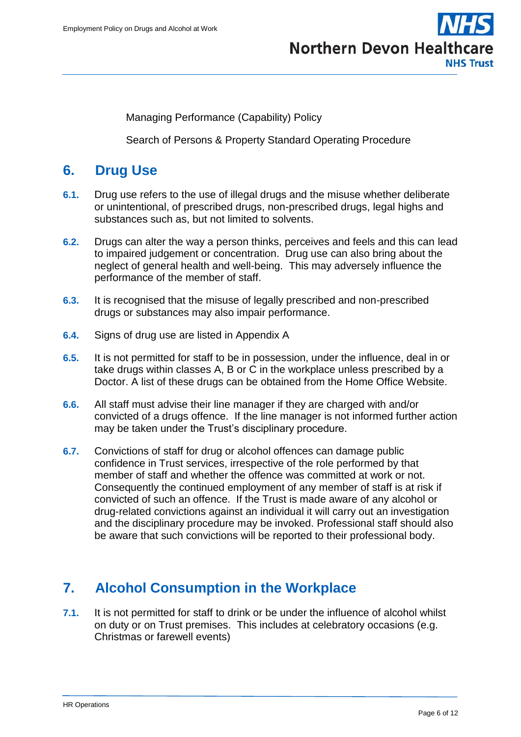Managing Performance (Capability) Policy

Search of Persons & Property Standard Operating Procedure

## 6. Drug Use

**6.1.** Drug use refers to the use of illegal drugs and the misuse whether deliberate or unintentional, of prescribed drugs, non-prescribed drugs, legal highs and substances such as, but not limited to solvents.

**6.2.** Drugs can alter the way a person thinks, perceives and feels and this can lead to impaired judgement or concentration. Drug use can also bring about the neglect of general health and well-being. This may adversely influence the performance of the member of staff.

**6.3.** It is recognised that the misuse of legally prescribed and non-prescribed drugs or substances may also impair performance.

**6.4.** Signs of drug use are listed in Appendix A

**6.5.** It is not permitted for staff to be in possession, under the influence, deal in or take drugs within classes A, B or C in the workplace unless prescribed by a Doctor. A list of these drugs can be obtained from the Home Office Website.

**6.6.** All staff must advise their line manager if they are charged with and/or convicted of a drugs offence. If the line manager is not informed further action may be taken under the Trust's disciplinary procedure.

**6.7.** Convictions of staff for drug or alcohol offences can damage public confidence in Trust services, irrespective of the role performed by that member of staff and whether the offence was committed at work or not. Consequently the continued employment of any member of staff is at risk if convicted of such an offence. If the Trust is made aware of any alcohol or drug-related convictions against an individual it will carry out an investigation and the disciplinary procedure may be invoked. Professional staff should also be aware that such convictions will be reported to their professional body.

## 7. Alcohol Consumption in the Workplace

**7.1.** It is not permitted for staff to drink or be under the influence of alcohol whilst on duty or on Trust premises. This includes at celebratory occasions (e.g. Christmas or farewell events)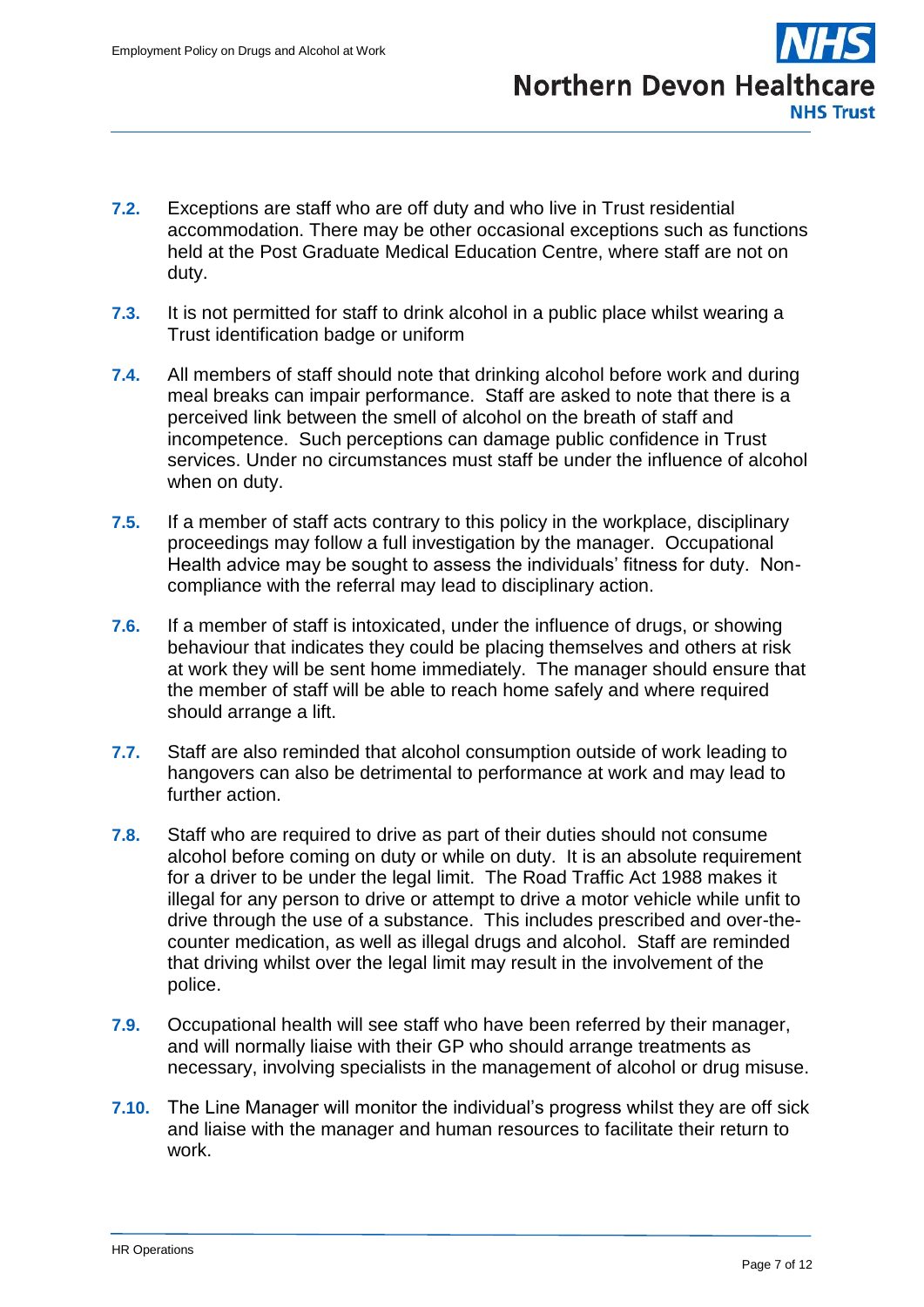**7.2.** Exceptions are staff who are off duty and who live in Trust residential accommodation. There may be other occasional exceptions such as functions held at the Post Graduate Medical Education Centre, where staff are not on duty.

**7.3.** It is not permitted for staff to drink alcohol in a public place whilst wearing a Trust identification badge or uniform

**7.4.** All members of staff should note that drinking alcohol before work and during meal breaks can impair performance. Staff are asked to note that there is a perceived link between the smell of alcohol on the breath of staff and incompetence. Such perceptions can damage public confidence in Trust services. Under no circumstances must staff be under the influence of alcohol when on duty.

**7.5.** If a member of staff acts contrary to this policy in the workplace, disciplinary proceedings may follow a full investigation by the manager. Occupational Health advice may be sought to assess the individuals' fitness for duty. Non-compliance with the referral may lead to disciplinary action.

**7.6.** If a member of staff is intoxicated, under the influence of drugs, or showing behaviour that indicates they could be placing themselves and others at risk at work they will be sent home immediately. The manager should ensure that the member of staff will be able to reach home safely and where required should arrange a lift.

**7.7.** Staff are also reminded that alcohol consumption outside of work leading to hangovers can also be detrimental to performance at work and may lead to further action.

**7.8.** Staff who are required to drive as part of their duties should not consume alcohol before coming on duty or while on duty. It is an absolute requirement for a driver to be under the legal limit. The Road Traffic Act 1988 makes it illegal for any person to drive or attempt to drive a motor vehicle while unfit to drive through the use of a substance. This includes prescribed and over-the-counter medication, as well as illegal drugs and alcohol. Staff are reminded that driving whilst over the legal limit may result in the involvement of the police.

**7.9.** Occupational health will see staff who have been referred by their manager, and will normally liaise with their GP who should arrange treatments as necessary, involving specialists in the management of alcohol or drug misuse.

**7.10.** The Line Manager will monitor the individual's progress whilst they are off sick and liaise with the manager and human resources to facilitate their return to work.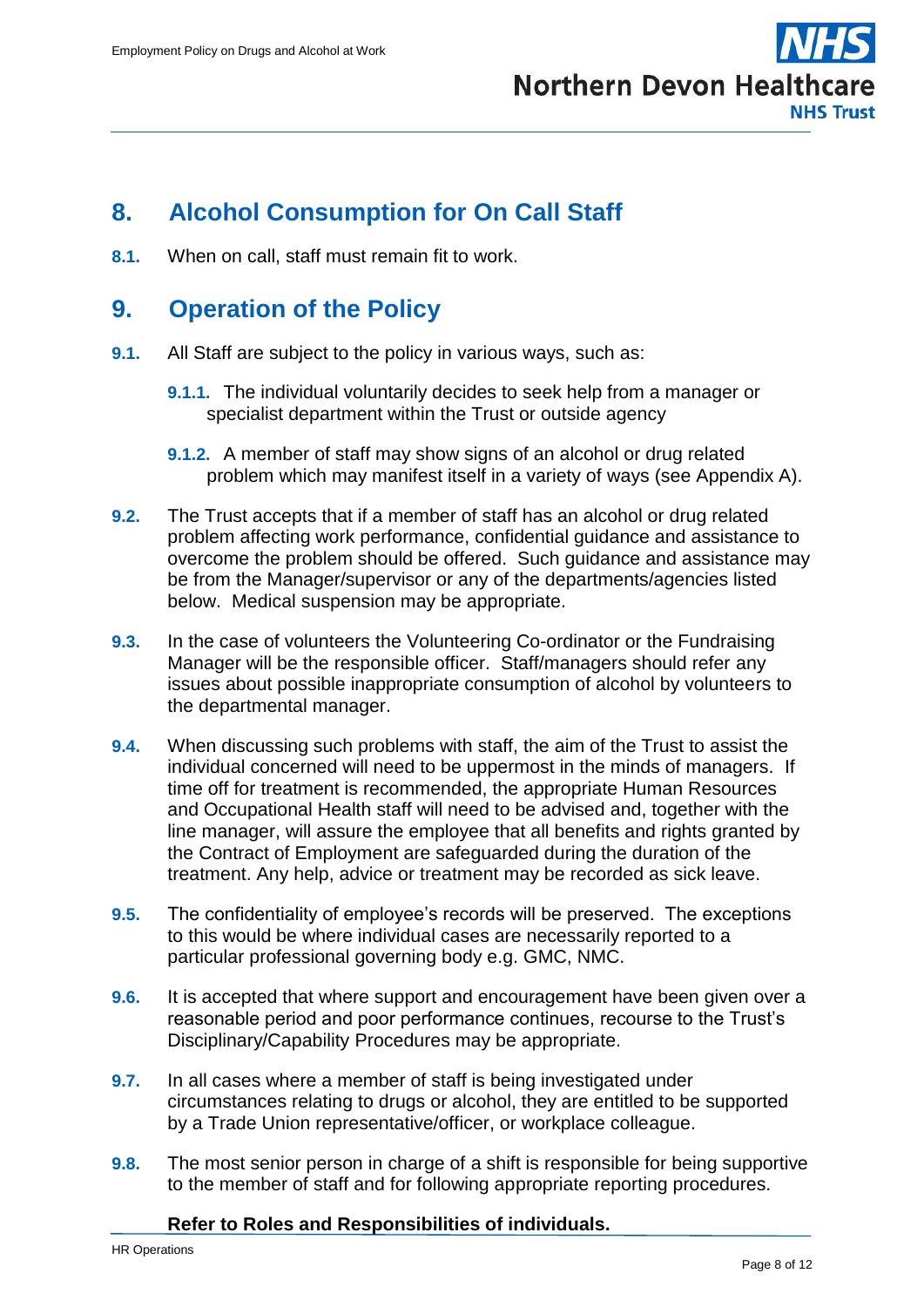## 8. Alcohol Consumption for On Call Staff

**8.1.** When on call, staff must remain fit to work.

## 9. Operation of the Policy

**9.1.** All Staff are subject to the policy in various ways, such as:

**9.1.1.** The individual voluntarily decides to seek help from a manager or specialist department within the Trust or outside agency

**9.1.2.** A member of staff may show signs of an alcohol or drug related problem which may manifest itself in a variety of ways (see Appendix A).

**9.2.** The Trust accepts that if a member of staff has an alcohol or drug related problem affecting work performance, confidential guidance and assistance to overcome the problem should be offered. Such guidance and assistance may be from the Manager/supervisor or any of the departments/agencies listed below. Medical suspension may be appropriate.

**9.3.** In the case of volunteers the Volunteering Co-ordinator or the Fundraising Manager will be the responsible officer. Staff/managers should refer any issues about possible inappropriate consumption of alcohol by volunteers to the departmental manager.

**9.4.** When discussing such problems with staff, the aim of the Trust to assist the individual concerned will need to be uppermost in the minds of managers. If time off for treatment is recommended, the appropriate Human Resources and Occupational Health staff will need to be advised and, together with the line manager, will assure the employee that all benefits and rights granted by the Contract of Employment are safeguarded during the duration of the treatment. Any help, advice or treatment may be recorded as sick leave.

**9.5.** The confidentiality of employee's records will be preserved. The exceptions to this would be where individual cases are necessarily reported to a particular professional governing body e.g. GMC, NMC.

**9.6.** It is accepted that where support and encouragement have been given over a reasonable period and poor performance continues, recourse to the Trust's Disciplinary/Capability Procedures may be appropriate.

**9.7.** In all cases where a member of staff is being investigated under circumstances relating to drugs or alcohol, they are entitled to be supported by a Trade Union representative/officer, or workplace colleague.

**9.8.** The most senior person in charge of a shift is responsible for being supportive to the member of staff and for following appropriate reporting procedures.

**Refer to Roles and Responsibilities of individuals.**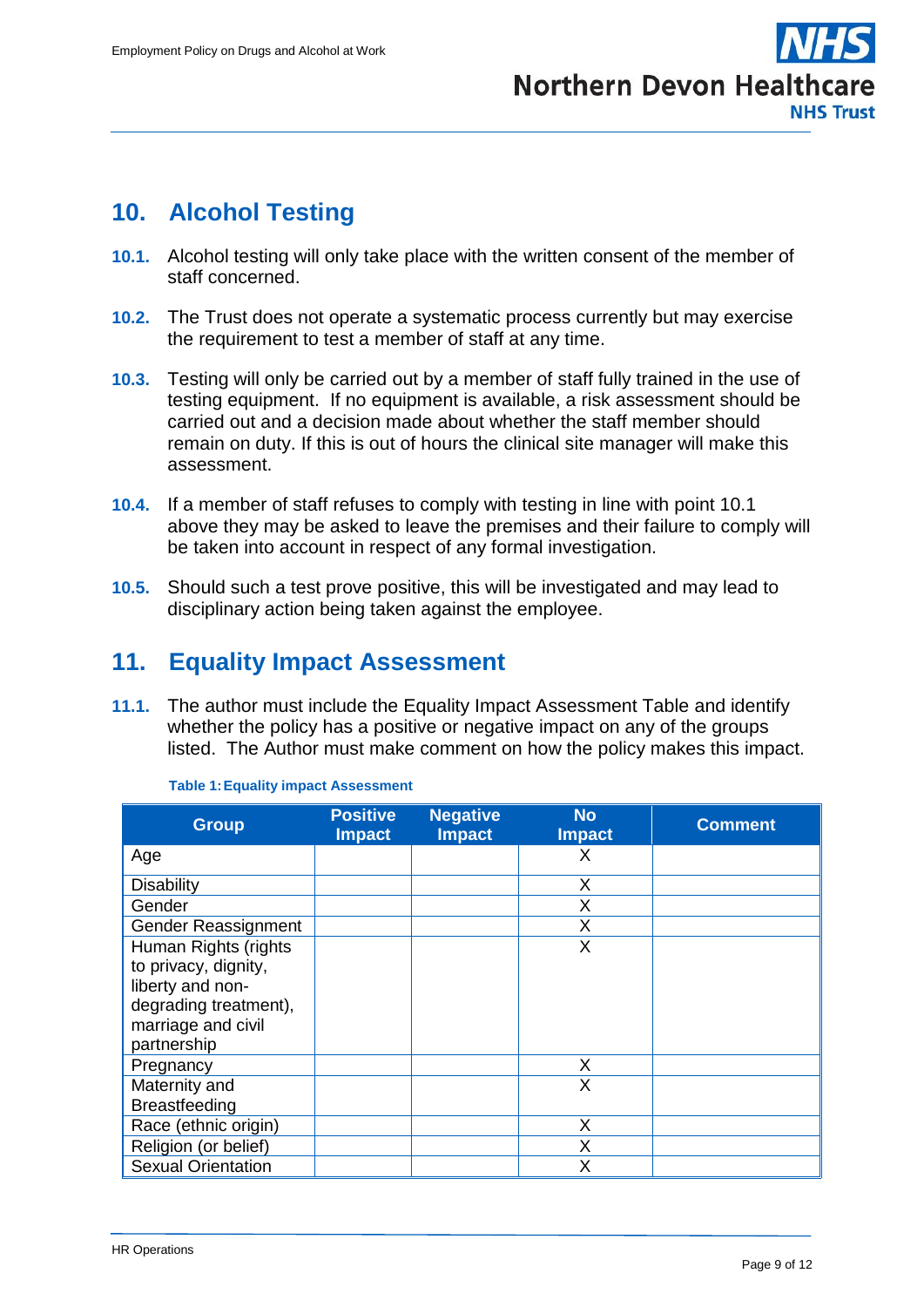## 10. Alcohol Testing

**10.1.** Alcohol testing will only take place with the written consent of the member of staff concerned.

**10.2.** The Trust does not operate a systematic process currently but may exercise the requirement to test a member of staff at any time.

**10.3.** Testing will only be carried out by a member of staff fully trained in the use of testing equipment. If no equipment is available, a risk assessment should be carried out and a decision made about whether the staff member should remain on duty. If this is out of hours the clinical site manager will make this assessment.

**10.4.** If a member of staff refuses to comply with testing in line with point 10.1 above they may be asked to leave the premises and their failure to comply will be taken into account in respect of any formal investigation.

**10.5.** Should such a test prove positive, this will be investigated and may lead to disciplinary action being taken against the employee.

## 11. Equality Impact Assessment

**11.1.** The author must include the Equality Impact Assessment Table and identify whether the policy has a positive or negative impact on any of the groups listed. The Author must make comment on how the policy makes this impact.

**Table 1: Equality impact Assessment**

| Group | Positive Impact | Negative Impact | No Impact | Comment |
|---|---|---|---|---|
| Age | | | X | |
| Disability | | | X | |
| Gender | | | X | |
| Gender Reassignment | | | X | |
| Human Rights (rights to privacy, dignity, liberty and non-degrading treatment), marriage and civil partnership | | | X | |
| Pregnancy | | | X | |
| Maternity and Breastfeeding | | | X | |
| Race (ethnic origin) | | | X | |
| Religion (or belief) | | | X | |
| Sexual Orientation | | | X | |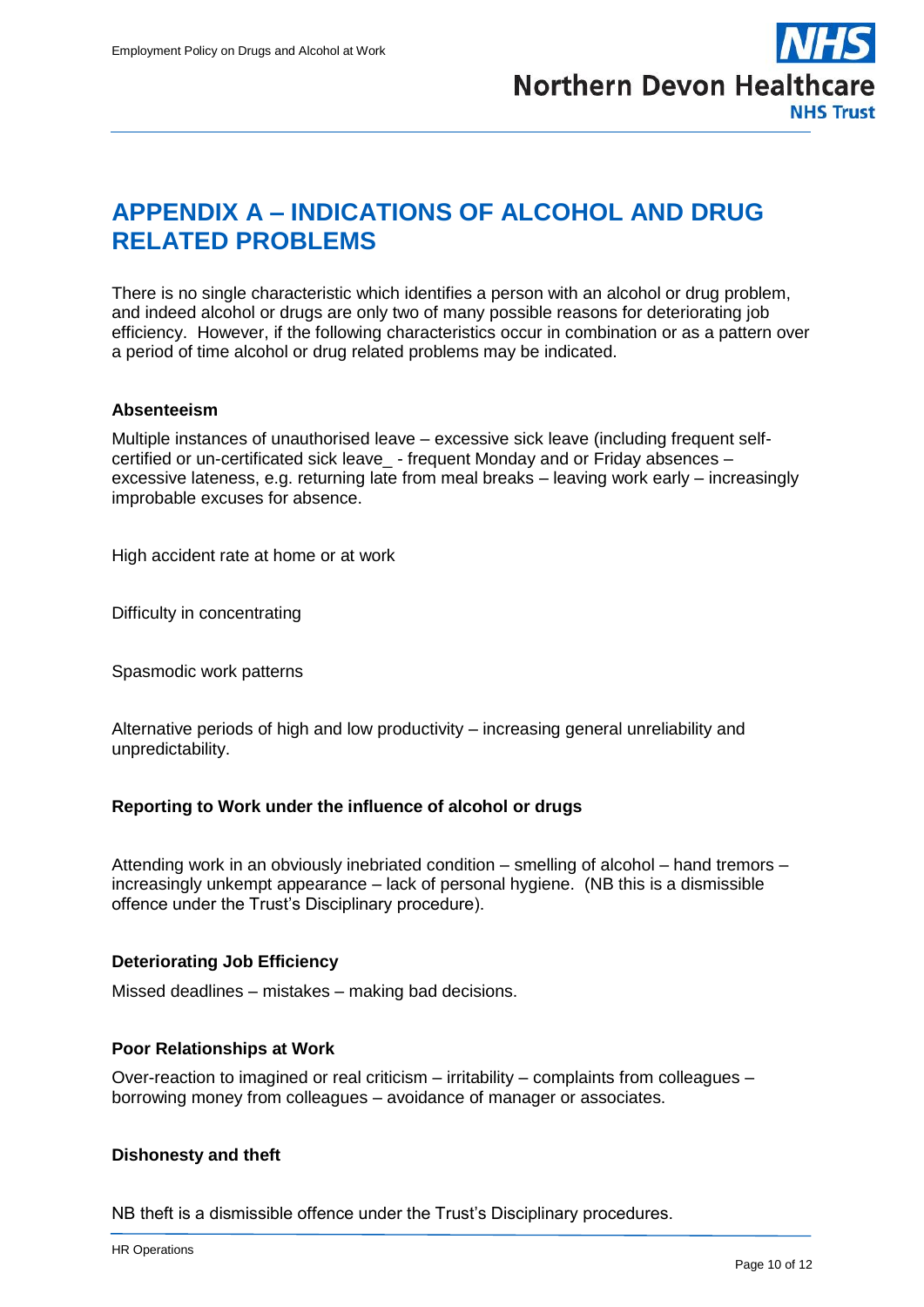# APPENDIX A – INDICATIONS OF ALCOHOL AND DRUG RELATED PROBLEMS

There is no single characteristic which identifies a person with an alcohol or drug problem, and indeed alcohol or drugs are only two of many possible reasons for deteriorating job efficiency. However, if the following characteristics occur in combination or as a pattern over a period of time alcohol or drug related problems may be indicated.

**Absenteeism**

Multiple instances of unauthorised leave – excessive sick leave (including frequent self-certified or un-certificated sick leave_ - frequent Monday and or Friday absences – excessive lateness, e.g. returning late from meal breaks – leaving work early – increasingly improbable excuses for absence.

High accident rate at home or at work

Difficulty in concentrating

Spasmodic work patterns

Alternative periods of high and low productivity – increasing general unreliability and unpredictability.

**Reporting to Work under the influence of alcohol or drugs**

Attending work in an obviously inebriated condition – smelling of alcohol – hand tremors – increasingly unkempt appearance – lack of personal hygiene. (NB this is a dismissible offence under the Trust's Disciplinary procedure).

**Deteriorating Job Efficiency**

Missed deadlines – mistakes – making bad decisions.

**Poor Relationships at Work**

Over-reaction to imagined or real criticism – irritability – complaints from colleagues – borrowing money from colleagues – avoidance of manager or associates.

**Dishonesty and theft**

NB theft is a dismissible offence under the Trust's Disciplinary procedures.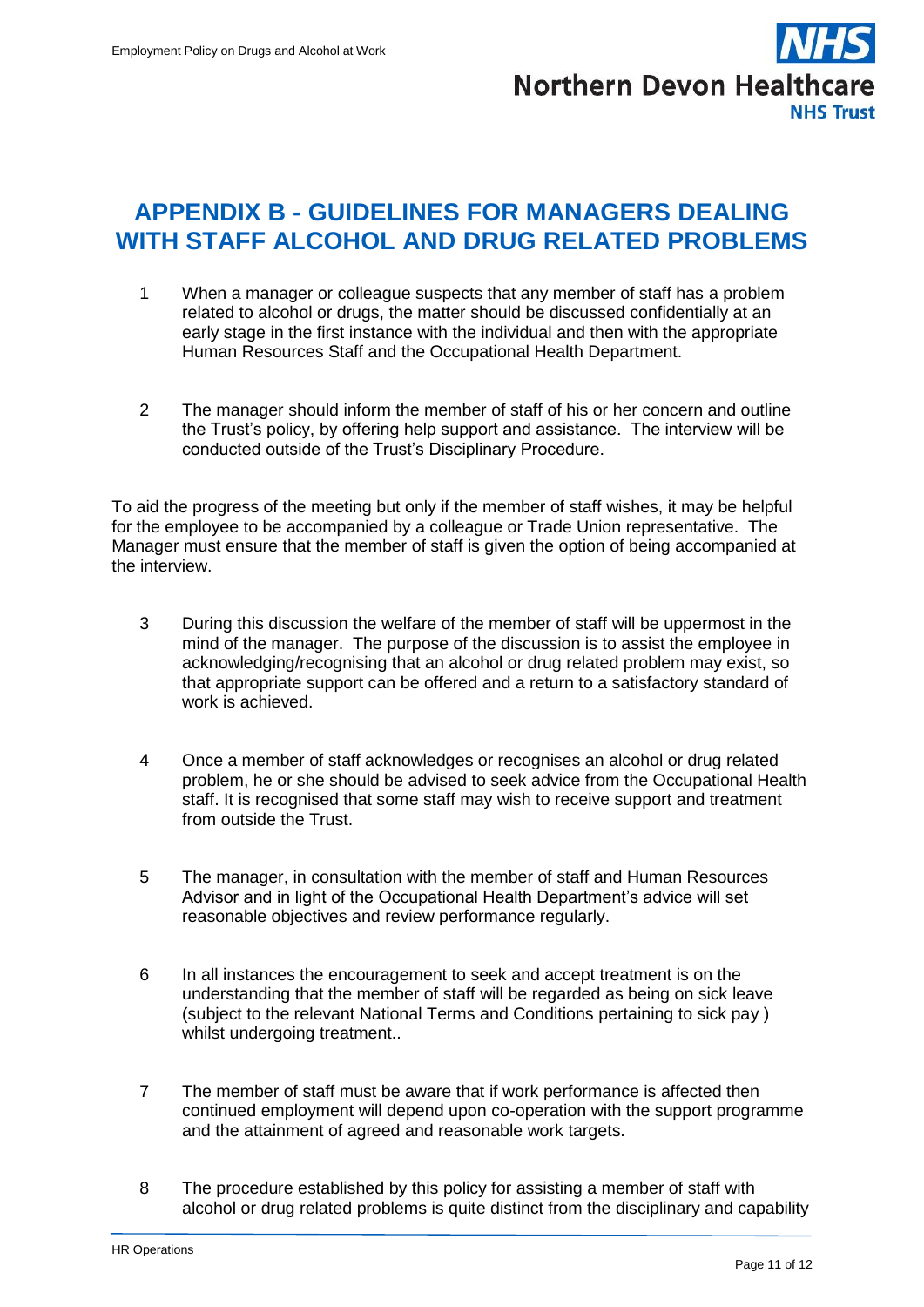# APPENDIX B - GUIDELINES FOR MANAGERS DEALING WITH STAFF ALCOHOL AND DRUG RELATED PROBLEMS

1. When a manager or colleague suspects that any member of staff has a problem related to alcohol or drugs, the matter should be discussed confidentially at an early stage in the first instance with the individual and then with the appropriate Human Resources Staff and the Occupational Health Department.

2. The manager should inform the member of staff of his or her concern and outline the Trust's policy, by offering help support and assistance. The interview will be conducted outside of the Trust's Disciplinary Procedure.

To aid the progress of the meeting but only if the member of staff wishes, it may be helpful for the employee to be accompanied by a colleague or Trade Union representative. The Manager must ensure that the member of staff is given the option of being accompanied at the interview.

3. During this discussion the welfare of the member of staff will be uppermost in the mind of the manager. The purpose of the discussion is to assist the employee in acknowledging/recognising that an alcohol or drug related problem may exist, so that appropriate support can be offered and a return to a satisfactory standard of work is achieved.

4. Once a member of staff acknowledges or recognises an alcohol or drug related problem, he or she should be advised to seek advice from the Occupational Health staff. It is recognised that some staff may wish to receive support and treatment from outside the Trust.

5. The manager, in consultation with the member of staff and Human Resources Advisor and in light of the Occupational Health Department's advice will set reasonable objectives and review performance regularly.

6. In all instances the encouragement to seek and accept treatment is on the understanding that the member of staff will be regarded as being on sick leave (subject to the relevant National Terms and Conditions pertaining to sick pay ) whilst undergoing treatment..

7. The member of staff must be aware that if work performance is affected then continued employment will depend upon co-operation with the support programme and the attainment of agreed and reasonable work targets.

8. The procedure established by this policy for assisting a member of staff with alcohol or drug related problems is quite distinct from the disciplinary and capability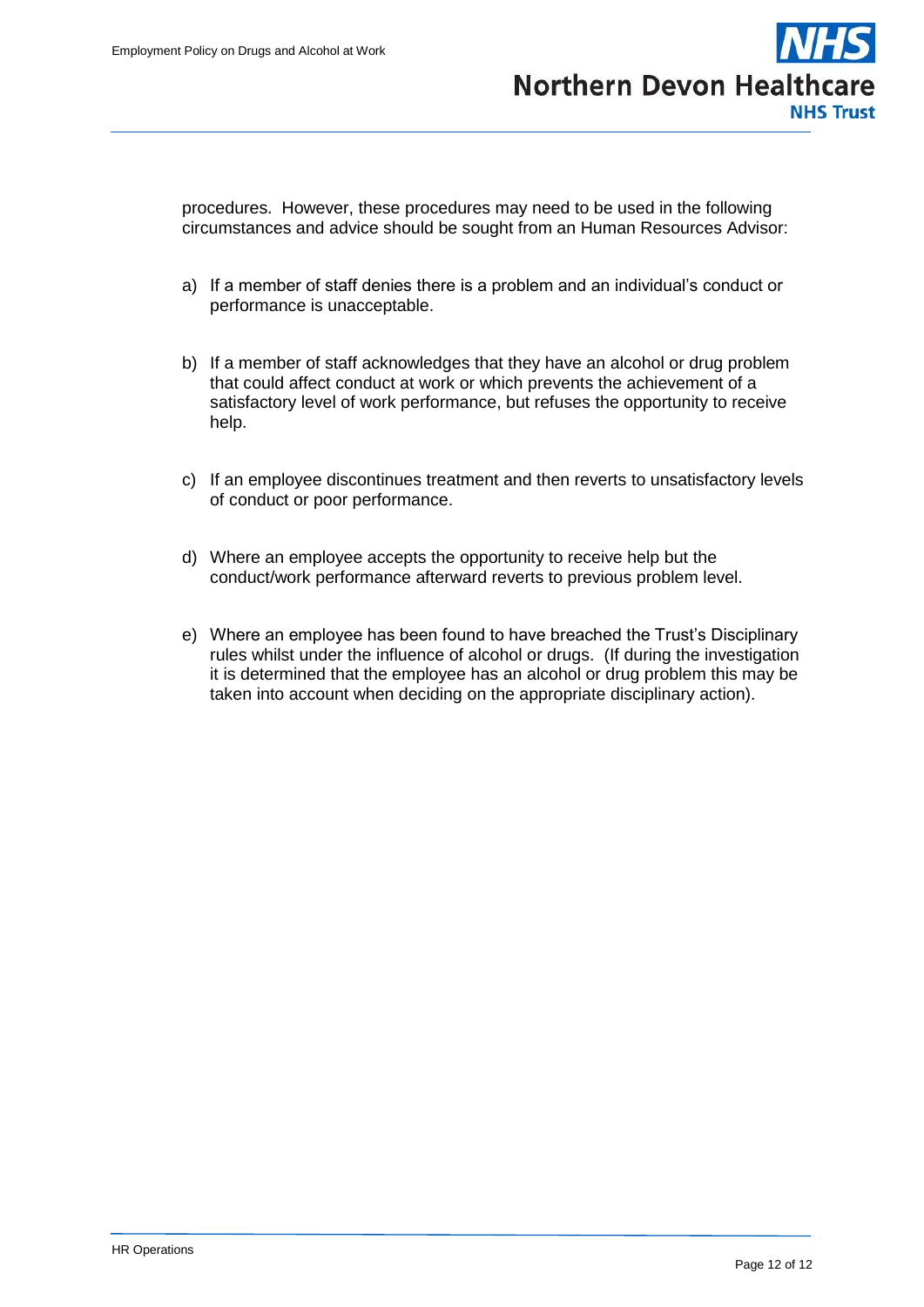procedures. However, these procedures may need to be used in the following circumstances and advice should be sought from an Human Resources Advisor:

a) If a member of staff denies there is a problem and an individual's conduct or performance is unacceptable.

b) If a member of staff acknowledges that they have an alcohol or drug problem that could affect conduct at work or which prevents the achievement of a satisfactory level of work performance, but refuses the opportunity to receive help.

c) If an employee discontinues treatment and then reverts to unsatisfactory levels of conduct or poor performance.

d) Where an employee accepts the opportunity to receive help but the conduct/work performance afterward reverts to previous problem level.

e) Where an employee has been found to have breached the Trust's Disciplinary rules whilst under the influence of alcohol or drugs. (If during the investigation it is determined that the employee has an alcohol or drug problem this may be taken into account when deciding on the appropriate disciplinary action).